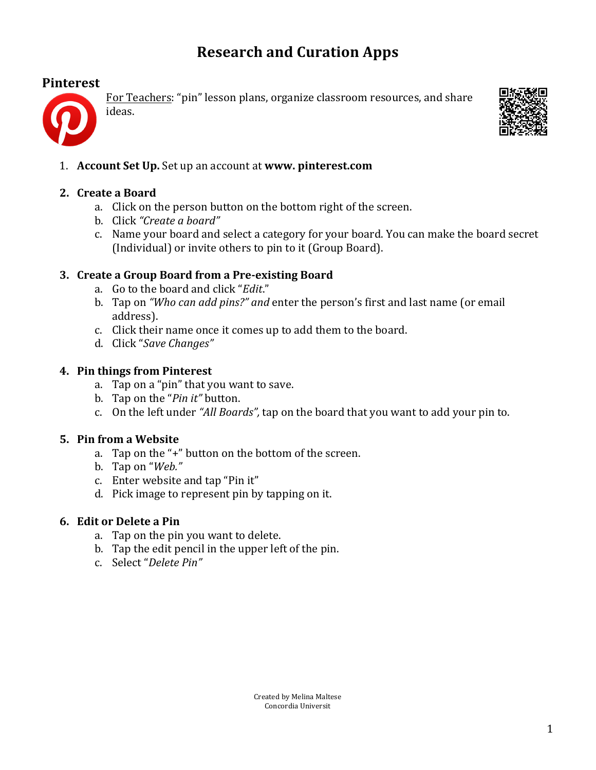# Research and Curation Apps

## Pinterest

For Teachers: "pin" lesson plans, organize classroom resources, and share ideas.

1. **Account Set Up.** Set up an account at **www. pinterest.com**

2. **Create a Board**
   a. Click on the person button on the bottom right of the screen.
   b. Click *"Create a board"*
   c. Name your board and select a category for your board. You can make the board secret (Individual) or invite others to pin to it (Group Board).

3. **Create a Group Board from a Pre-existing Board**
   a. Go to the board and click "*Edit*."
   b. Tap on *"Who can add pins?" and* enter the person's first and last name (or email address).
   c. Click their name once it comes up to add them to the board.
   d. Click "*Save Changes"*

4. **Pin things from Pinterest**
   a. Tap on a "pin" that you want to save.
   b. Tap on the "*Pin it"* button.
   c. On the left under *"All Boards",* tap on the board that you want to add your pin to.

5. **Pin from a Website**
   a. Tap on the "+" button on the bottom of the screen.
   b. Tap on "*Web."*
   c. Enter website and tap "Pin it"
   d. Pick image to represent pin by tapping on it.

6. **Edit or Delete a Pin**
   a. Tap on the pin you want to delete.
   b. Tap the edit pencil in the upper left of the pin.
   c. Select "*Delete Pin"*

Created by Melina Maltese
Concordia Universit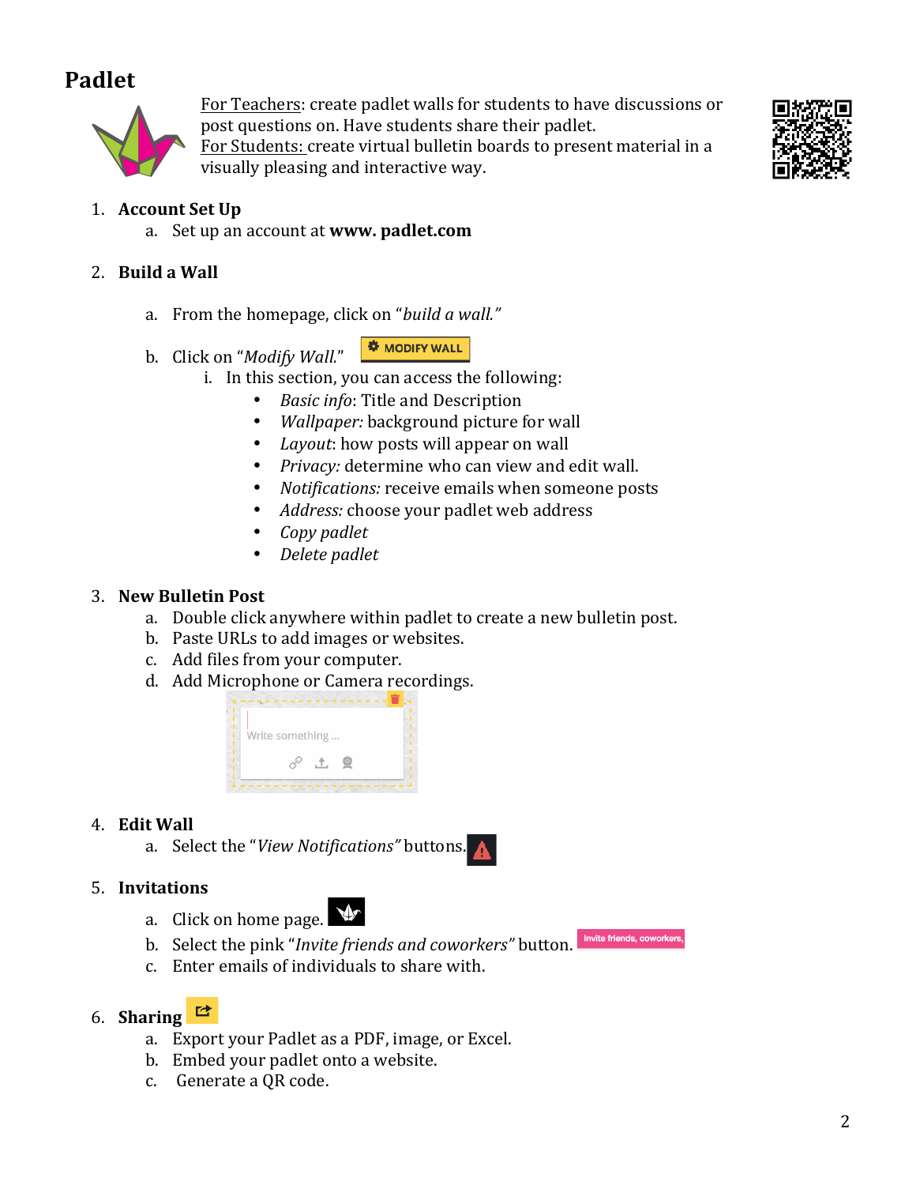# Padlet

For Teachers: create padlet walls for students to have discussions or post questions on. Have students share their padlet.
For Students: create virtual bulletin boards to present material in a visually pleasing and interactive way.

1. **Account Set Up**
    a. Set up an account at **www. padlet.com**

2. **Build a Wall**
    a. From the homepage, click on "*build a wall.*"
    b. Click on "*Modify Wall.*" MODIFY WALL
        i. In this section, you can access the following:
            - *Basic info*: Title and Description
            - *Wallpaper:* background picture for wall
            - *Layout*: how posts will appear on wall
            - *Privacy:* determine who can view and edit wall.
            - *Notifications:* receive emails when someone posts
            - *Address:* choose your padlet web address
            - *Copy padlet*
            - *Delete padlet*

3. **New Bulletin Post**
    a. Double click anywhere within padlet to create a new bulletin post.
    b. Paste URLs to add images or websites.
    c. Add files from your computer.
    d. Add Microphone or Camera recordings.

4. **Edit Wall**
    a. Select the "*View Notifications"* buttons.

5. **Invitations**
    a. Click on home page.
    b. Select the pink "*Invite friends and coworkers*" button. Invite friends, coworkers,
    c. Enter emails of individuals to share with.

6. **Sharing**
    a. Export your Padlet as a PDF, image, or Excel.
    b. Embed your padlet onto a website.
    c. Generate a QR code.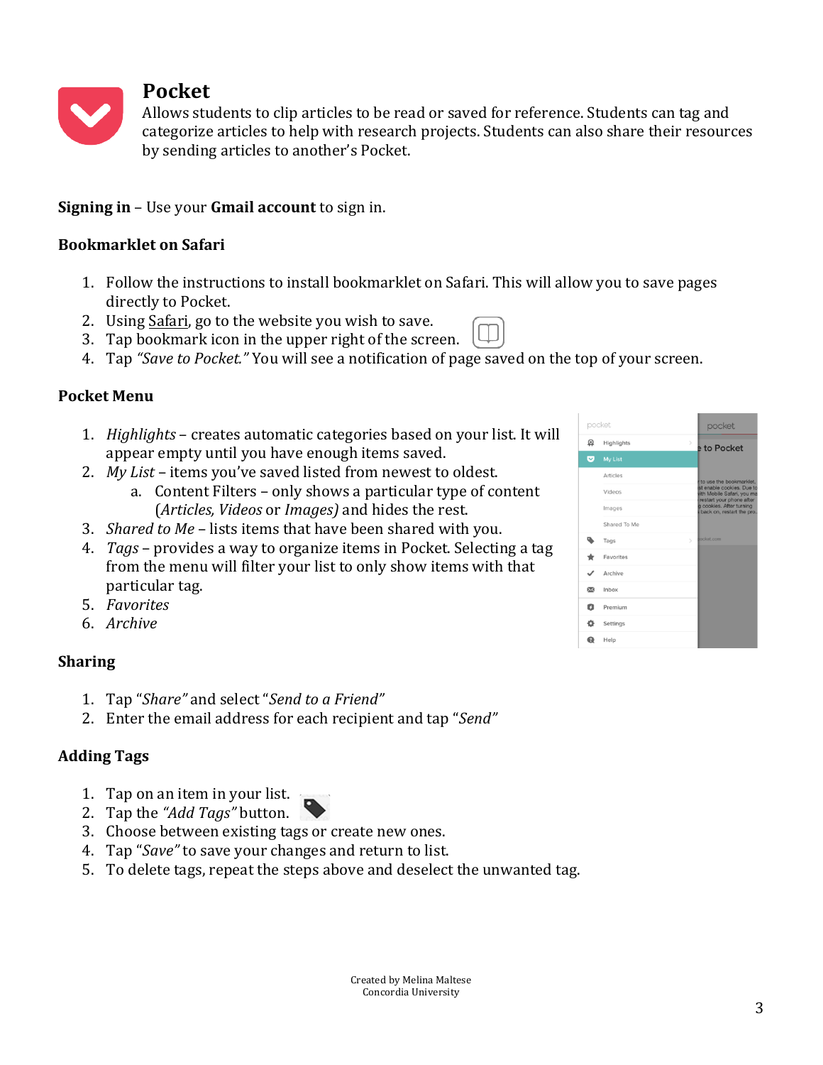# Pocket

Allows students to clip articles to be read or saved for reference. Students can tag and categorize articles to help with research projects. Students can also share their resources by sending articles to another's Pocket.

**Signing in** – Use your **Gmail account** to sign in.

**Bookmarklet on Safari**

1. Follow the instructions to install bookmarklet on Safari. This will allow you to save pages directly to Pocket.
2. Using Safari, go to the website you wish to save.
3. Tap bookmark icon in the upper right of the screen.
4. Tap *"Save to Pocket."* You will see a notification of page saved on the top of your screen.

**Pocket Menu**

1. *Highlights* – creates automatic categories based on your list. It will appear empty until you have enough items saved.
2. *My List* – items you've saved listed from newest to oldest.
   a. Content Filters – only shows a particular type of content (*Articles, Videos* or *Images)* and hides the rest.
3. *Shared to Me* – lists items that have been shared with you.
4. *Tags* – provides a way to organize items in Pocket. Selecting a tag from the menu will filter your list to only show items with that particular tag.
5. *Favorites*
6. *Archive*

**Sharing**

1. Tap "*Share"* and select "*Send to a Friend"*
2. Enter the email address for each recipient and tap "*Send"*

**Adding Tags**

1. Tap on an item in your list.
2. Tap the *"Add Tags"* button.
3. Choose between existing tags or create new ones.
4. Tap "*Save"* to save your changes and return to list.
5. To delete tags, repeat the steps above and deselect the unwanted tag.

Created by Melina Maltese
Concordia University